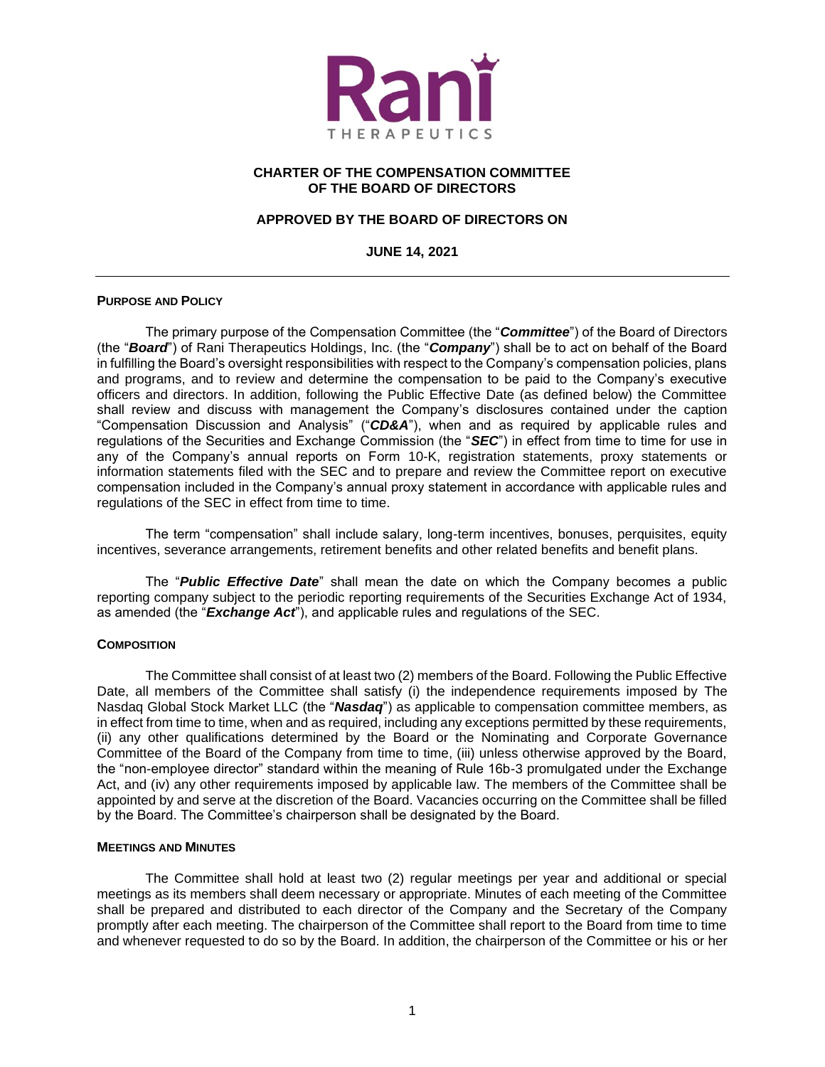# CHARTER OF THE COMPENSATION COMMITTEE OF THE BOARD OF DIRECTORS

## APPROVED BY THE BOARD OF DIRECTORS ON

## JUNE 14, 2021

---

### PURPOSE AND POLICY

The primary purpose of the Compensation Committee (the "***Committee***") of the Board of Directors (the "***Board***") of Rani Therapeutics Holdings, Inc. (the "***Company***") shall be to act on behalf of the Board in fulfilling the Board's oversight responsibilities with respect to the Company's compensation policies, plans and programs, and to review and determine the compensation to be paid to the Company's executive officers and directors. In addition, following the Public Effective Date (as defined below) the Committee shall review and discuss with management the Company's disclosures contained under the caption "Compensation Discussion and Analysis" ("***CD&A***"), when and as required by applicable rules and regulations of the Securities and Exchange Commission (the "***SEC***") in effect from time to time for use in any of the Company's annual reports on Form 10-K, registration statements, proxy statements or information statements filed with the SEC and to prepare and review the Committee report on executive compensation included in the Company's annual proxy statement in accordance with applicable rules and regulations of the SEC in effect from time to time.

The term "compensation" shall include salary, long-term incentives, bonuses, perquisites, equity incentives, severance arrangements, retirement benefits and other related benefits and benefit plans.

The "***Public Effective Date***" shall mean the date on which the Company becomes a public reporting company subject to the periodic reporting requirements of the Securities Exchange Act of 1934, as amended (the "***Exchange Act***"), and applicable rules and regulations of the SEC.

### COMPOSITION

The Committee shall consist of at least two (2) members of the Board. Following the Public Effective Date, all members of the Committee shall satisfy (i) the independence requirements imposed by The Nasdaq Global Stock Market LLC (the "***Nasdaq***") as applicable to compensation committee members, as in effect from time to time, when and as required, including any exceptions permitted by these requirements, (ii) any other qualifications determined by the Board or the Nominating and Corporate Governance Committee of the Board of the Company from time to time, (iii) unless otherwise approved by the Board, the "non-employee director" standard within the meaning of Rule 16b-3 promulgated under the Exchange Act, and (iv) any other requirements imposed by applicable law. The members of the Committee shall be appointed by and serve at the discretion of the Board. Vacancies occurring on the Committee shall be filled by the Board. The Committee's chairperson shall be designated by the Board.

### MEETINGS AND MINUTES

The Committee shall hold at least two (2) regular meetings per year and additional or special meetings as its members shall deem necessary or appropriate. Minutes of each meeting of the Committee shall be prepared and distributed to each director of the Company and the Secretary of the Company promptly after each meeting. The chairperson of the Committee shall report to the Board from time to time and whenever requested to do so by the Board. In addition, the chairperson of the Committee or his or her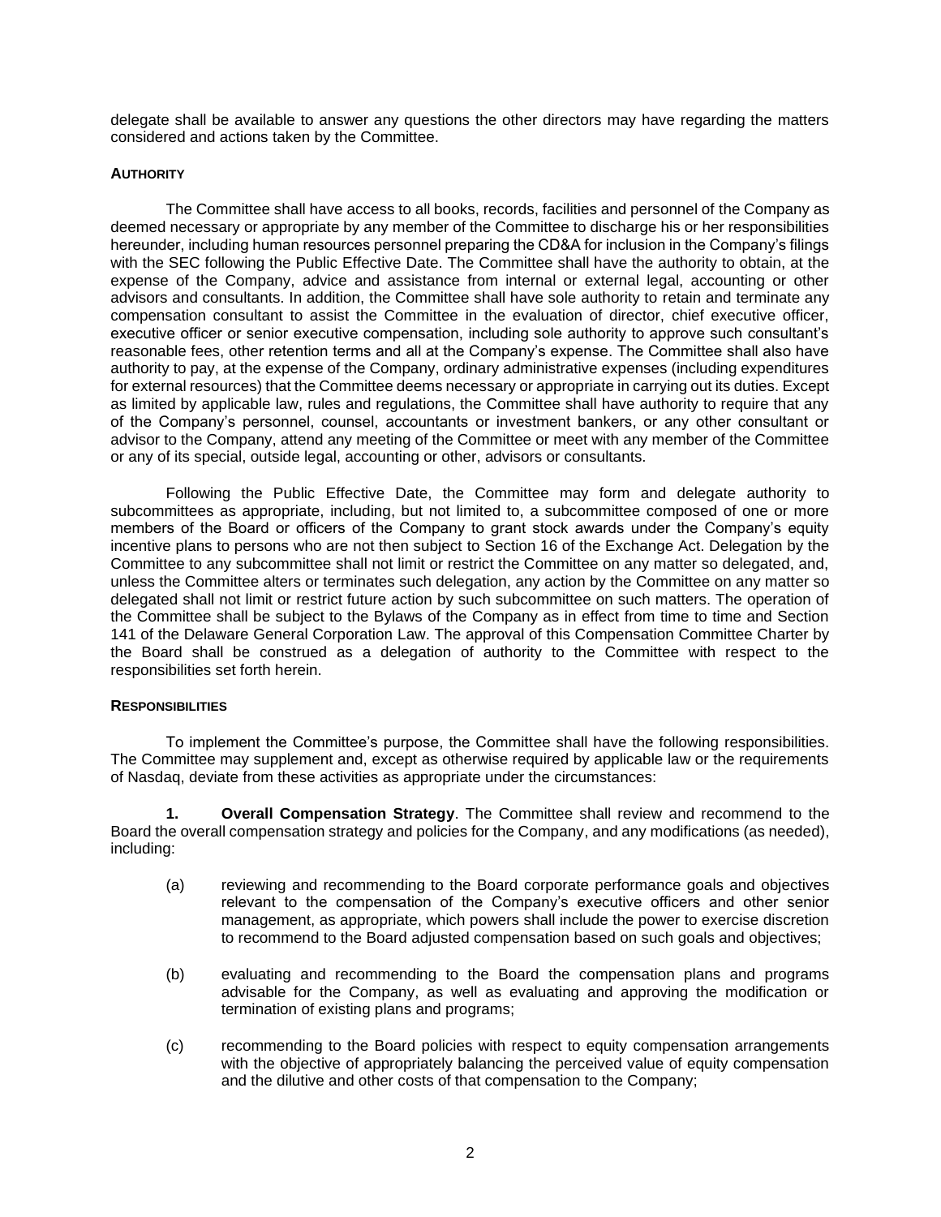delegate shall be available to answer any questions the other directors may have regarding the matters considered and actions taken by the Committee.

**AUTHORITY**

The Committee shall have access to all books, records, facilities and personnel of the Company as deemed necessary or appropriate by any member of the Committee to discharge his or her responsibilities hereunder, including human resources personnel preparing the CD&A for inclusion in the Company's filings with the SEC following the Public Effective Date. The Committee shall have the authority to obtain, at the expense of the Company, advice and assistance from internal or external legal, accounting or other advisors and consultants. In addition, the Committee shall have sole authority to retain and terminate any compensation consultant to assist the Committee in the evaluation of director, chief executive officer, executive officer or senior executive compensation, including sole authority to approve such consultant's reasonable fees, other retention terms and all at the Company's expense. The Committee shall also have authority to pay, at the expense of the Company, ordinary administrative expenses (including expenditures for external resources) that the Committee deems necessary or appropriate in carrying out its duties. Except as limited by applicable law, rules and regulations, the Committee shall have authority to require that any of the Company's personnel, counsel, accountants or investment bankers, or any other consultant or advisor to the Company, attend any meeting of the Committee or meet with any member of the Committee or any of its special, outside legal, accounting or other, advisors or consultants.

Following the Public Effective Date, the Committee may form and delegate authority to subcommittees as appropriate, including, but not limited to, a subcommittee composed of one or more members of the Board or officers of the Company to grant stock awards under the Company's equity incentive plans to persons who are not then subject to Section 16 of the Exchange Act. Delegation by the Committee to any subcommittee shall not limit or restrict the Committee on any matter so delegated, and, unless the Committee alters or terminates such delegation, any action by the Committee on any matter so delegated shall not limit or restrict future action by such subcommittee on such matters. The operation of the Committee shall be subject to the Bylaws of the Company as in effect from time to time and Section 141 of the Delaware General Corporation Law. The approval of this Compensation Committee Charter by the Board shall be construed as a delegation of authority to the Committee with respect to the responsibilities set forth herein.

**RESPONSIBILITIES**

To implement the Committee's purpose, the Committee shall have the following responsibilities. The Committee may supplement and, except as otherwise required by applicable law or the requirements of Nasdaq, deviate from these activities as appropriate under the circumstances:

**1. Overall Compensation Strategy**. The Committee shall review and recommend to the Board the overall compensation strategy and policies for the Company, and any modifications (as needed), including:

(a) reviewing and recommending to the Board corporate performance goals and objectives relevant to the compensation of the Company's executive officers and other senior management, as appropriate, which powers shall include the power to exercise discretion to recommend to the Board adjusted compensation based on such goals and objectives;

(b) evaluating and recommending to the Board the compensation plans and programs advisable for the Company, as well as evaluating and approving the modification or termination of existing plans and programs;

(c) recommending to the Board policies with respect to equity compensation arrangements with the objective of appropriately balancing the perceived value of equity compensation and the dilutive and other costs of that compensation to the Company;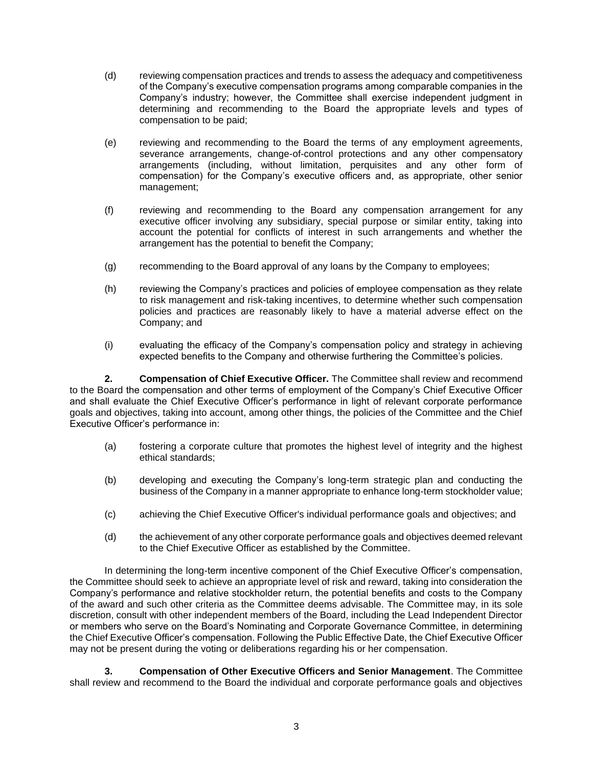(d) reviewing compensation practices and trends to assess the adequacy and competitiveness of the Company's executive compensation programs among comparable companies in the Company's industry; however, the Committee shall exercise independent judgment in determining and recommending to the Board the appropriate levels and types of compensation to be paid;

(e) reviewing and recommending to the Board the terms of any employment agreements, severance arrangements, change-of-control protections and any other compensatory arrangements (including, without limitation, perquisites and any other form of compensation) for the Company's executive officers and, as appropriate, other senior management;

(f) reviewing and recommending to the Board any compensation arrangement for any executive officer involving any subsidiary, special purpose or similar entity, taking into account the potential for conflicts of interest in such arrangements and whether the arrangement has the potential to benefit the Company;

(g) recommending to the Board approval of any loans by the Company to employees;

(h) reviewing the Company's practices and policies of employee compensation as they relate to risk management and risk-taking incentives, to determine whether such compensation policies and practices are reasonably likely to have a material adverse effect on the Company; and

(i) evaluating the efficacy of the Company's compensation policy and strategy in achieving expected benefits to the Company and otherwise furthering the Committee's policies.

**2. Compensation of Chief Executive Officer.** The Committee shall review and recommend to the Board the compensation and other terms of employment of the Company's Chief Executive Officer and shall evaluate the Chief Executive Officer's performance in light of relevant corporate performance goals and objectives, taking into account, among other things, the policies of the Committee and the Chief Executive Officer's performance in:

(a) fostering a corporate culture that promotes the highest level of integrity and the highest ethical standards;

(b) developing and executing the Company's long-term strategic plan and conducting the business of the Company in a manner appropriate to enhance long-term stockholder value;

(c) achieving the Chief Executive Officer's individual performance goals and objectives; and

(d) the achievement of any other corporate performance goals and objectives deemed relevant to the Chief Executive Officer as established by the Committee.

In determining the long-term incentive component of the Chief Executive Officer's compensation, the Committee should seek to achieve an appropriate level of risk and reward, taking into consideration the Company's performance and relative stockholder return, the potential benefits and costs to the Company of the award and such other criteria as the Committee deems advisable. The Committee may, in its sole discretion, consult with other independent members of the Board, including the Lead Independent Director or members who serve on the Board's Nominating and Corporate Governance Committee, in determining the Chief Executive Officer's compensation. Following the Public Effective Date, the Chief Executive Officer may not be present during the voting or deliberations regarding his or her compensation.

**3. Compensation of Other Executive Officers and Senior Management**. The Committee shall review and recommend to the Board the individual and corporate performance goals and objectives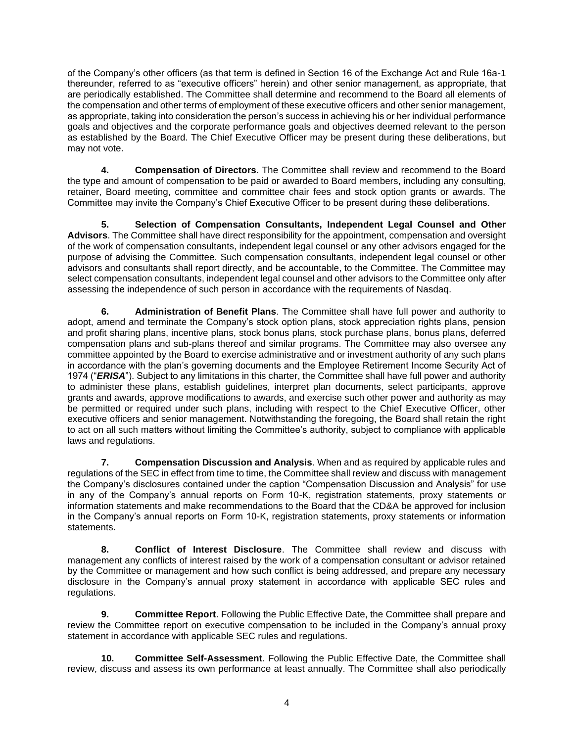of the Company's other officers (as that term is defined in Section 16 of the Exchange Act and Rule 16a-1 thereunder, referred to as "executive officers" herein) and other senior management, as appropriate, that are periodically established. The Committee shall determine and recommend to the Board all elements of the compensation and other terms of employment of these executive officers and other senior management, as appropriate, taking into consideration the person's success in achieving his or her individual performance goals and objectives and the corporate performance goals and objectives deemed relevant to the person as established by the Board. The Chief Executive Officer may be present during these deliberations, but may not vote.

**4. Compensation of Directors**. The Committee shall review and recommend to the Board the type and amount of compensation to be paid or awarded to Board members, including any consulting, retainer, Board meeting, committee and committee chair fees and stock option grants or awards. The Committee may invite the Company's Chief Executive Officer to be present during these deliberations.

**5. Selection of Compensation Consultants, Independent Legal Counsel and Other Advisors**. The Committee shall have direct responsibility for the appointment, compensation and oversight of the work of compensation consultants, independent legal counsel or any other advisors engaged for the purpose of advising the Committee. Such compensation consultants, independent legal counsel or other advisors and consultants shall report directly, and be accountable, to the Committee. The Committee may select compensation consultants, independent legal counsel and other advisors to the Committee only after assessing the independence of such person in accordance with the requirements of Nasdaq.

**6. Administration of Benefit Plans**. The Committee shall have full power and authority to adopt, amend and terminate the Company's stock option plans, stock appreciation rights plans, pension and profit sharing plans, incentive plans, stock bonus plans, stock purchase plans, bonus plans, deferred compensation plans and sub-plans thereof and similar programs. The Committee may also oversee any committee appointed by the Board to exercise administrative and or investment authority of any such plans in accordance with the plan's governing documents and the Employee Retirement Income Security Act of 1974 ("***ERISA***"). Subject to any limitations in this charter, the Committee shall have full power and authority to administer these plans, establish guidelines, interpret plan documents, select participants, approve grants and awards, approve modifications to awards, and exercise such other power and authority as may be permitted or required under such plans, including with respect to the Chief Executive Officer, other executive officers and senior management. Notwithstanding the foregoing, the Board shall retain the right to act on all such matters without limiting the Committee's authority, subject to compliance with applicable laws and regulations.

**7. Compensation Discussion and Analysis**. When and as required by applicable rules and regulations of the SEC in effect from time to time, the Committee shall review and discuss with management the Company's disclosures contained under the caption "Compensation Discussion and Analysis" for use in any of the Company's annual reports on Form 10-K, registration statements, proxy statements or information statements and make recommendations to the Board that the CD&A be approved for inclusion in the Company's annual reports on Form 10-K, registration statements, proxy statements or information statements.

**8. Conflict of Interest Disclosure**. The Committee shall review and discuss with management any conflicts of interest raised by the work of a compensation consultant or advisor retained by the Committee or management and how such conflict is being addressed, and prepare any necessary disclosure in the Company's annual proxy statement in accordance with applicable SEC rules and regulations.

**9. Committee Report**. Following the Public Effective Date, the Committee shall prepare and review the Committee report on executive compensation to be included in the Company's annual proxy statement in accordance with applicable SEC rules and regulations.

**10. Committee Self-Assessment**. Following the Public Effective Date, the Committee shall review, discuss and assess its own performance at least annually. The Committee shall also periodically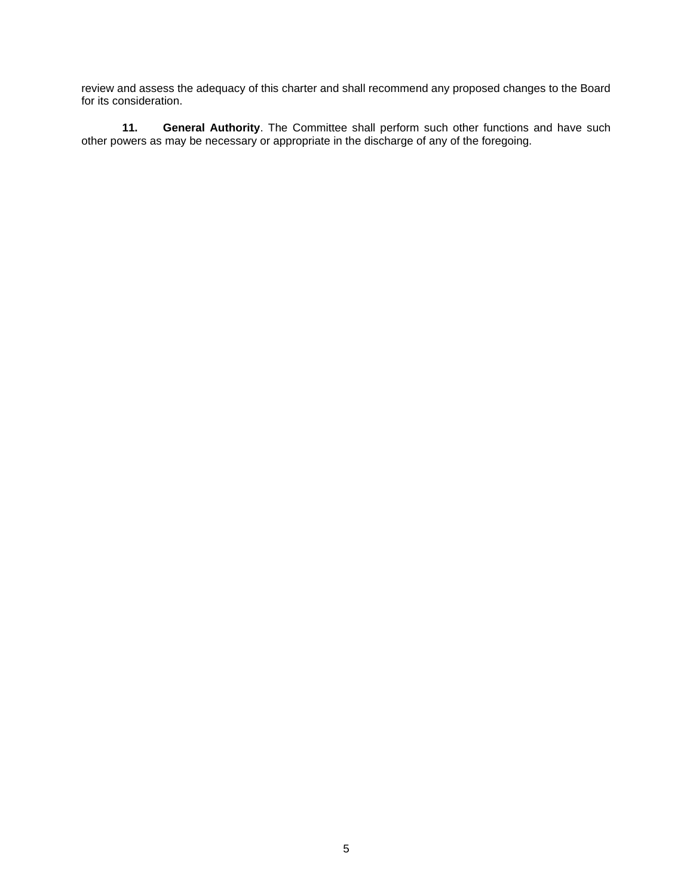review and assess the adequacy of this charter and shall recommend any proposed changes to the Board for its consideration.

**11. General Authority**. The Committee shall perform such other functions and have such other powers as may be necessary or appropriate in the discharge of any of the foregoing.